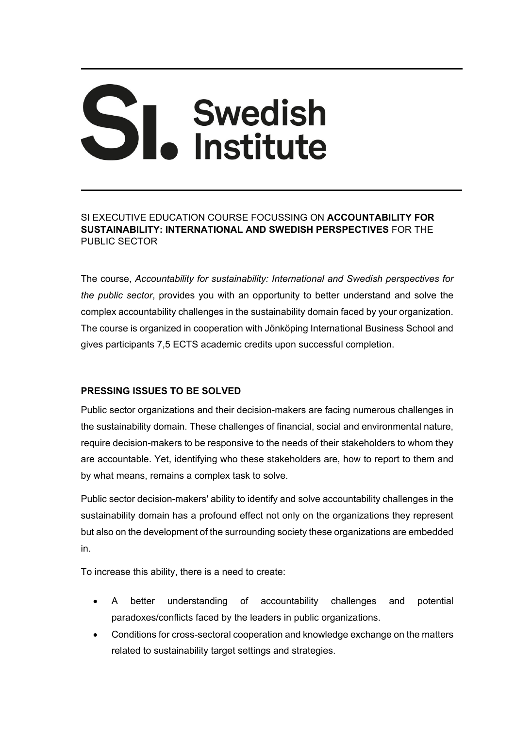# Swedish Institute

SI EXECUTIVE EDUCATION COURSE FOCUSSING ON **ACCOUNTABILITY FOR SUSTAINABILITY: INTERNATIONAL AND SWEDISH PERSPECTIVES** FOR THE PUBLIC SECTOR

The course, *Accountability for sustainability: International and Swedish perspectives for the public sector*, provides you with an opportunity to better understand and solve the complex accountability challenges in the sustainability domain faced by your organization. The course is organized in cooperation with Jönköping International Business School and gives participants 7,5 ECTS academic credits upon successful completion.

## PRESSING ISSUES TO BE SOLVED

Public sector organizations and their decision-makers are facing numerous challenges in the sustainability domain. These challenges of financial, social and environmental nature, require decision-makers to be responsive to the needs of their stakeholders to whom they are accountable. Yet, identifying who these stakeholders are, how to report to them and by what means, remains a complex task to solve.

Public sector decision-makers' ability to identify and solve accountability challenges in the sustainability domain has a profound effect not only on the organizations they represent but also on the development of the surrounding society these organizations are embedded in.

To increase this ability, there is a need to create:

- A better understanding of accountability challenges and potential paradoxes/conflicts faced by the leaders in public organizations.
- Conditions for cross-sectoral cooperation and knowledge exchange on the matters related to sustainability target settings and strategies.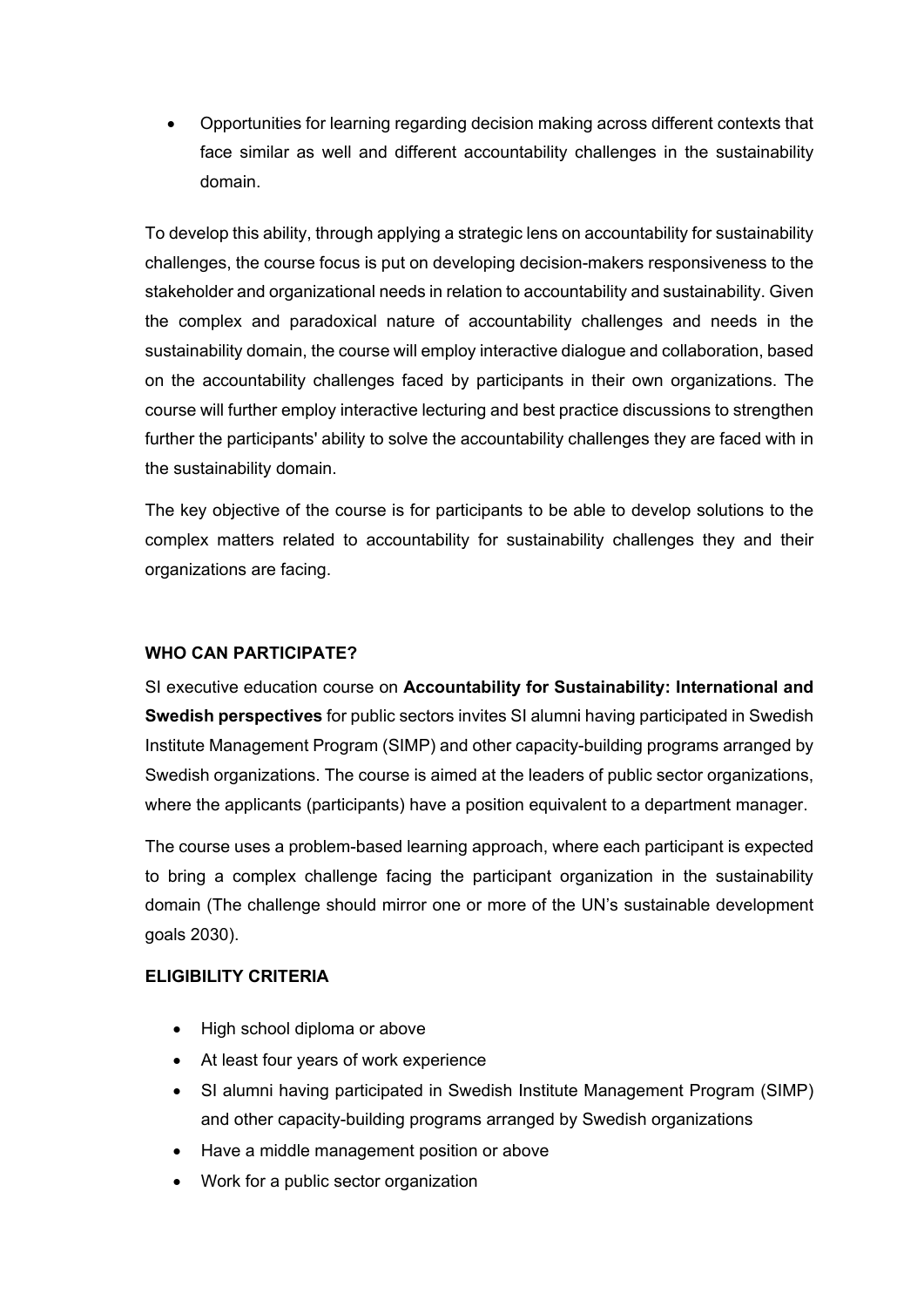- Opportunities for learning regarding decision making across different contexts that face similar as well and different accountability challenges in the sustainability domain.

To develop this ability, through applying a strategic lens on accountability for sustainability challenges, the course focus is put on developing decision-makers responsiveness to the stakeholder and organizational needs in relation to accountability and sustainability. Given the complex and paradoxical nature of accountability challenges and needs in the sustainability domain, the course will employ interactive dialogue and collaboration, based on the accountability challenges faced by participants in their own organizations. The course will further employ interactive lecturing and best practice discussions to strengthen further the participants' ability to solve the accountability challenges they are faced with in the sustainability domain.

The key objective of the course is for participants to be able to develop solutions to the complex matters related to accountability for sustainability challenges they and their organizations are facing.

**WHO CAN PARTICIPATE?**

SI executive education course on **Accountability for Sustainability: International and Swedish perspectives** for public sectors invites SI alumni having participated in Swedish Institute Management Program (SIMP) and other capacity-building programs arranged by Swedish organizations. The course is aimed at the leaders of public sector organizations, where the applicants (participants) have a position equivalent to a department manager.

The course uses a problem-based learning approach, where each participant is expected to bring a complex challenge facing the participant organization in the sustainability domain (The challenge should mirror one or more of the UN's sustainable development goals 2030).

**ELIGIBILITY CRITERIA**

- High school diploma or above
- At least four years of work experience
- SI alumni having participated in Swedish Institute Management Program (SIMP) and other capacity-building programs arranged by Swedish organizations
- Have a middle management position or above
- Work for a public sector organization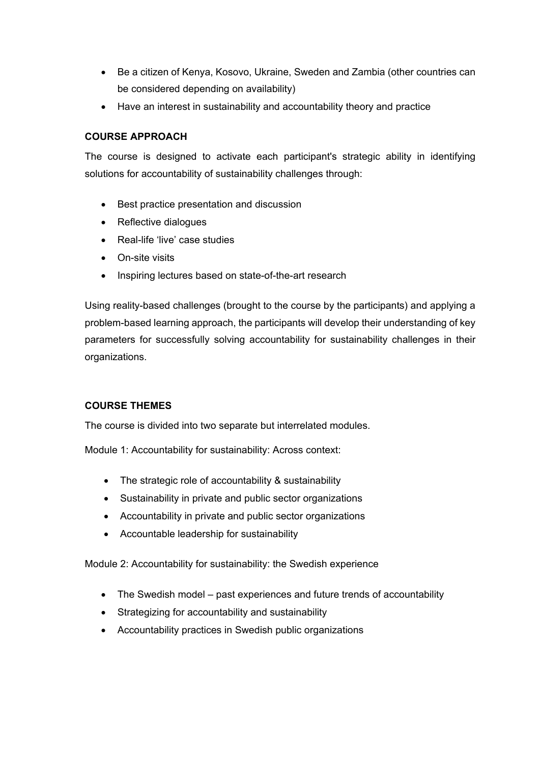- Be a citizen of Kenya, Kosovo, Ukraine, Sweden and Zambia (other countries can be considered depending on availability)
- Have an interest in sustainability and accountability theory and practice

**COURSE APPROACH**

The course is designed to activate each participant's strategic ability in identifying solutions for accountability of sustainability challenges through:

- Best practice presentation and discussion
- Reflective dialogues
- Real-life 'live' case studies
- On-site visits
- Inspiring lectures based on state-of-the-art research

Using reality-based challenges (brought to the course by the participants) and applying a problem-based learning approach, the participants will develop their understanding of key parameters for successfully solving accountability for sustainability challenges in their organizations.

**COURSE THEMES**

The course is divided into two separate but interrelated modules.

Module 1: Accountability for sustainability: Across context:

- The strategic role of accountability & sustainability
- Sustainability in private and public sector organizations
- Accountability in private and public sector organizations
- Accountable leadership for sustainability

Module 2: Accountability for sustainability: the Swedish experience

- The Swedish model – past experiences and future trends of accountability
- Strategizing for accountability and sustainability
- Accountability practices in Swedish public organizations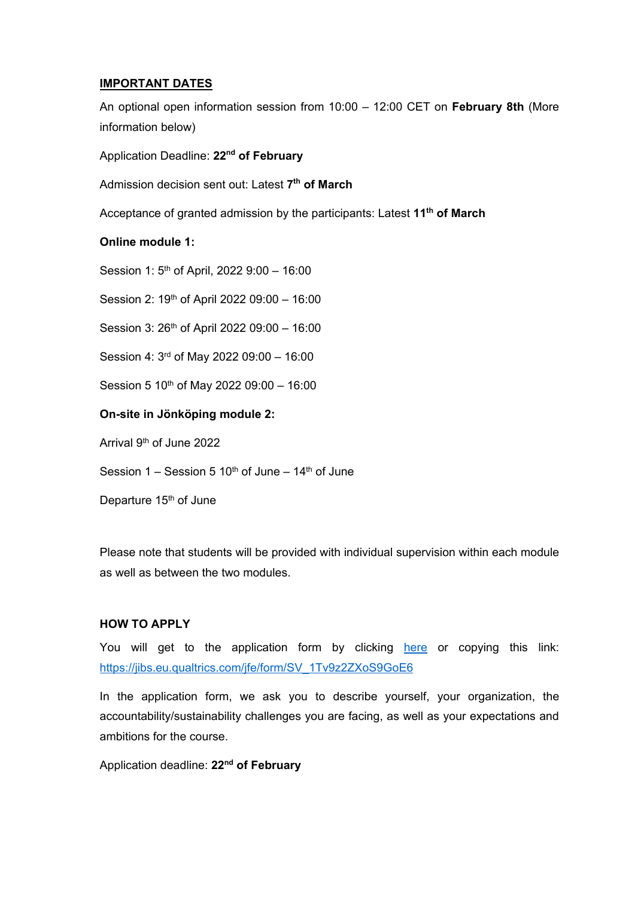## IMPORTANT DATES

An optional open information session from 10:00 – 12:00 CET on **February 8th** (More information below)

Application Deadline: **22nd of February**

Admission decision sent out: Latest **7th of March**

Acceptance of granted admission by the participants: Latest **11th of March**

**Online module 1:**

Session 1: 5th of April, 2022 9:00 – 16:00

Session 2: 19th of April 2022 09:00 – 16:00

Session 3: 26th of April 2022 09:00 – 16:00

Session 4: 3rd of May 2022 09:00 – 16:00

Session 5 10th of May 2022 09:00 – 16:00

**On-site in Jönköping module 2:**

Arrival 9th of June 2022

Session 1 – Session 5 10th of June – 14th of June

Departure 15th of June

Please note that students will be provided with individual supervision within each module as well as between the two modules.

## HOW TO APPLY

You will get to the application form by clicking [here](https://jibs.eu.qualtrics.com/jfe/form/SV_1Tv9z2ZXoS9GoE6) or copying this link: https://jibs.eu.qualtrics.com/jfe/form/SV_1Tv9z2ZXoS9GoE6

In the application form, we ask you to describe yourself, your organization, the accountability/sustainability challenges you are facing, as well as your expectations and ambitions for the course.

Application deadline: **22nd of February**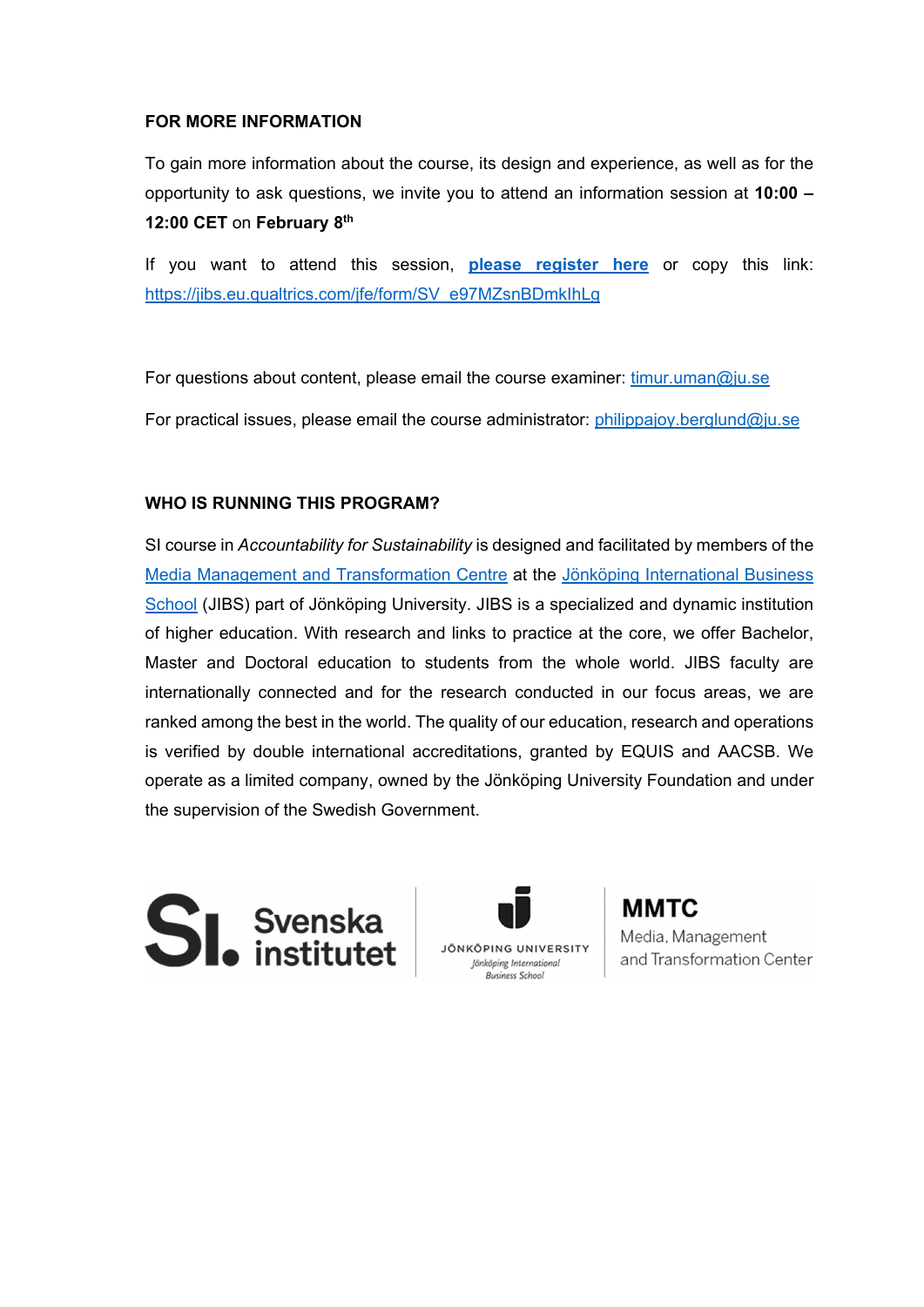**FOR MORE INFORMATION**

To gain more information about the course, its design and experience, as well as for the opportunity to ask questions, we invite you to attend an information session at **10:00 – 12:00 CET** on **February 8th**

If you want to attend this session, **please register here** or copy this link: https://jibs.eu.qualtrics.com/jfe/form/SV_e97MZsnBDmkIhLg

For questions about content, please email the course examiner: timur.uman@ju.se

For practical issues, please email the course administrator: philippajoy.berglund@ju.se

**WHO IS RUNNING THIS PROGRAM?**

SI course in *Accountability for Sustainability* is designed and facilitated by members of the Media Management and Transformation Centre at the Jönköping International Business School (JIBS) part of Jönköping University. JIBS is a specialized and dynamic institution of higher education. With research and links to practice at the core, we offer Bachelor, Master and Doctoral education to students from the whole world. JIBS faculty are internationally connected and for the research conducted in our focus areas, we are ranked among the best in the world. The quality of our education, research and operations is verified by double international accreditations, granted by EQUIS and AACSB. We operate as a limited company, owned by the Jönköping University Foundation and under the supervision of the Swedish Government.

SI. Svenska institutet | JÖNKÖPING UNIVERSITY Jönköping International Business School | MMTC Media, Management and Transformation Center